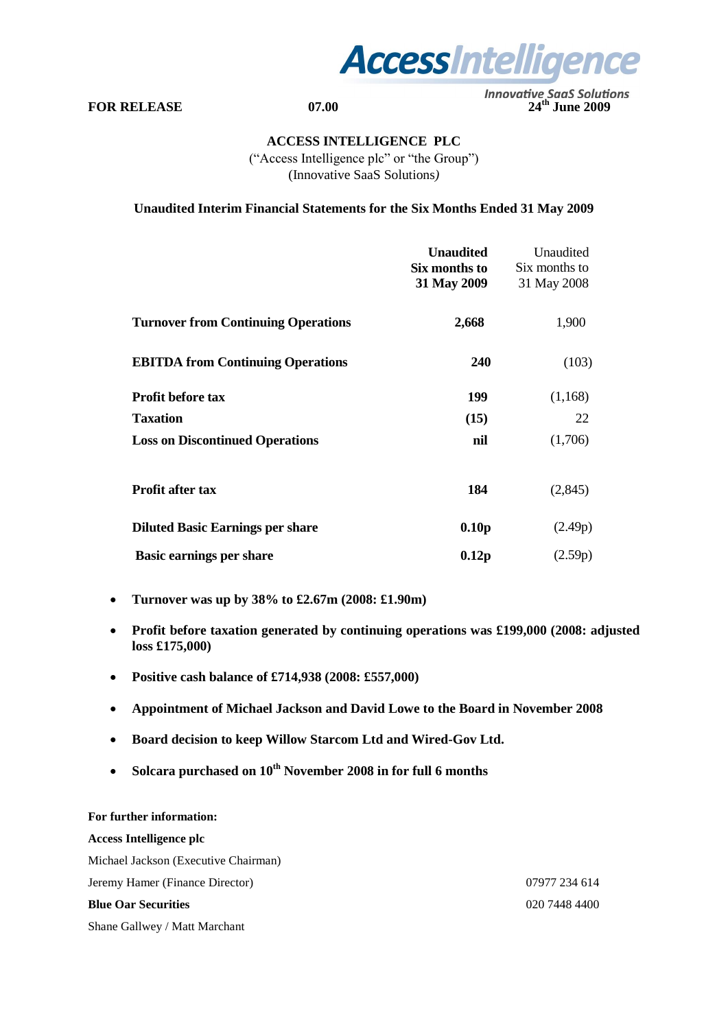**FOR RELEASE** **07.00** **24th June 2009**

# ACCESS INTELLIGENCE PLC

("Access Intelligence plc" or "the Group")
(Innovative SaaS Solutions)

**Unaudited Interim Financial Statements for the Six Months Ended 31 May 2009**

| | **Unaudited Six months to 31 May 2009** | Unaudited Six months to 31 May 2008 |
|---|---|---|
| **Turnover from Continuing Operations** | **2,668** | 1,900 |
| **EBITDA from Continuing Operations** | **240** | (103) |
| **Profit before tax** | **199** | (1,168) |
| **Taxation** | **(15)** | 22 |
| **Loss on Discontinued Operations** | **nil** | (1,706) |
| **Profit after tax** | **184** | (2,845) |
| **Diluted Basic Earnings per share** | **0.10p** | (2.49p) |
| **Basic earnings per share** | **0.12p** | (2.59p) |

- **Turnover was up by 38% to £2.67m (2008: £1.90m)**
- **Profit before taxation generated by continuing operations was £199,000 (2008: adjusted loss £175,000)**
- **Positive cash balance of £714,938 (2008: £557,000)**
- **Appointment of Michael Jackson and David Lowe to the Board in November 2008**
- **Board decision to keep Willow Starcom Ltd and Wired-Gov Ltd.**
- **Solcara purchased on 10th November 2008 in for full 6 months**

**For further information:**

**Access Intelligence plc**

Michael Jackson (Executive Chairman)

Jeremy Hamer (Finance Director) 07977 234 614

**Blue Oar Securities** 020 7448 4400

Shane Gallwey / Matt Marchant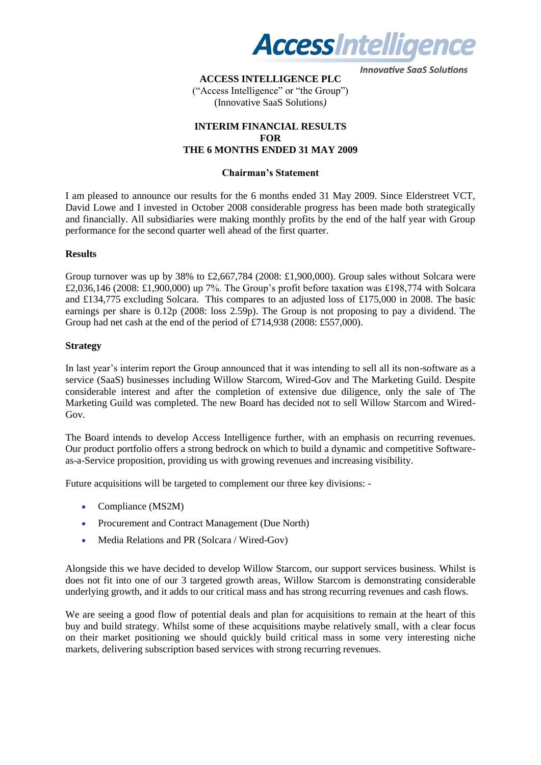**ACCESS INTELLIGENCE PLC**
("Access Intelligence" or "the Group")
(Innovative SaaS Solutions)

**INTERIM FINANCIAL RESULTS FOR THE 6 MONTHS ENDED 31 MAY 2009**

## Chairman's Statement

I am pleased to announce our results for the 6 months ended 31 May 2009. Since Elderstreet VCT, David Lowe and I invested in October 2008 considerable progress has been made both strategically and financially. All subsidiaries were making monthly profits by the end of the half year with Group performance for the second quarter well ahead of the first quarter.

### Results

Group turnover was up by 38% to £2,667,784 (2008: £1,900,000). Group sales without Solcara were £2,036,146 (2008: £1,900,000) up 7%. The Group's profit before taxation was £198,774 with Solcara and £134,775 excluding Solcara. This compares to an adjusted loss of £175,000 in 2008. The basic earnings per share is 0.12p (2008: loss 2.59p). The Group is not proposing to pay a dividend. The Group had net cash at the end of the period of £714,938 (2008: £557,000).

### Strategy

In last year's interim report the Group announced that it was intending to sell all its non-software as a service (SaaS) businesses including Willow Starcom, Wired-Gov and The Marketing Guild. Despite considerable interest and after the completion of extensive due diligence, only the sale of The Marketing Guild was completed. The new Board has decided not to sell Willow Starcom and Wired-Gov.

The Board intends to develop Access Intelligence further, with an emphasis on recurring revenues. Our product portfolio offers a strong bedrock on which to build a dynamic and competitive Software-as-a-Service proposition, providing us with growing revenues and increasing visibility.

Future acquisitions will be targeted to complement our three key divisions: -

- Compliance (MS2M)
- Procurement and Contract Management (Due North)
- Media Relations and PR (Solcara / Wired-Gov)

Alongside this we have decided to develop Willow Starcom, our support services business. Whilst is does not fit into one of our 3 targeted growth areas, Willow Starcom is demonstrating considerable underlying growth, and it adds to our critical mass and has strong recurring revenues and cash flows.

We are seeing a good flow of potential deals and plan for acquisitions to remain at the heart of this buy and build strategy. Whilst some of these acquisitions maybe relatively small, with a clear focus on their market positioning we should quickly build critical mass in some very interesting niche markets, delivering subscription based services with strong recurring revenues.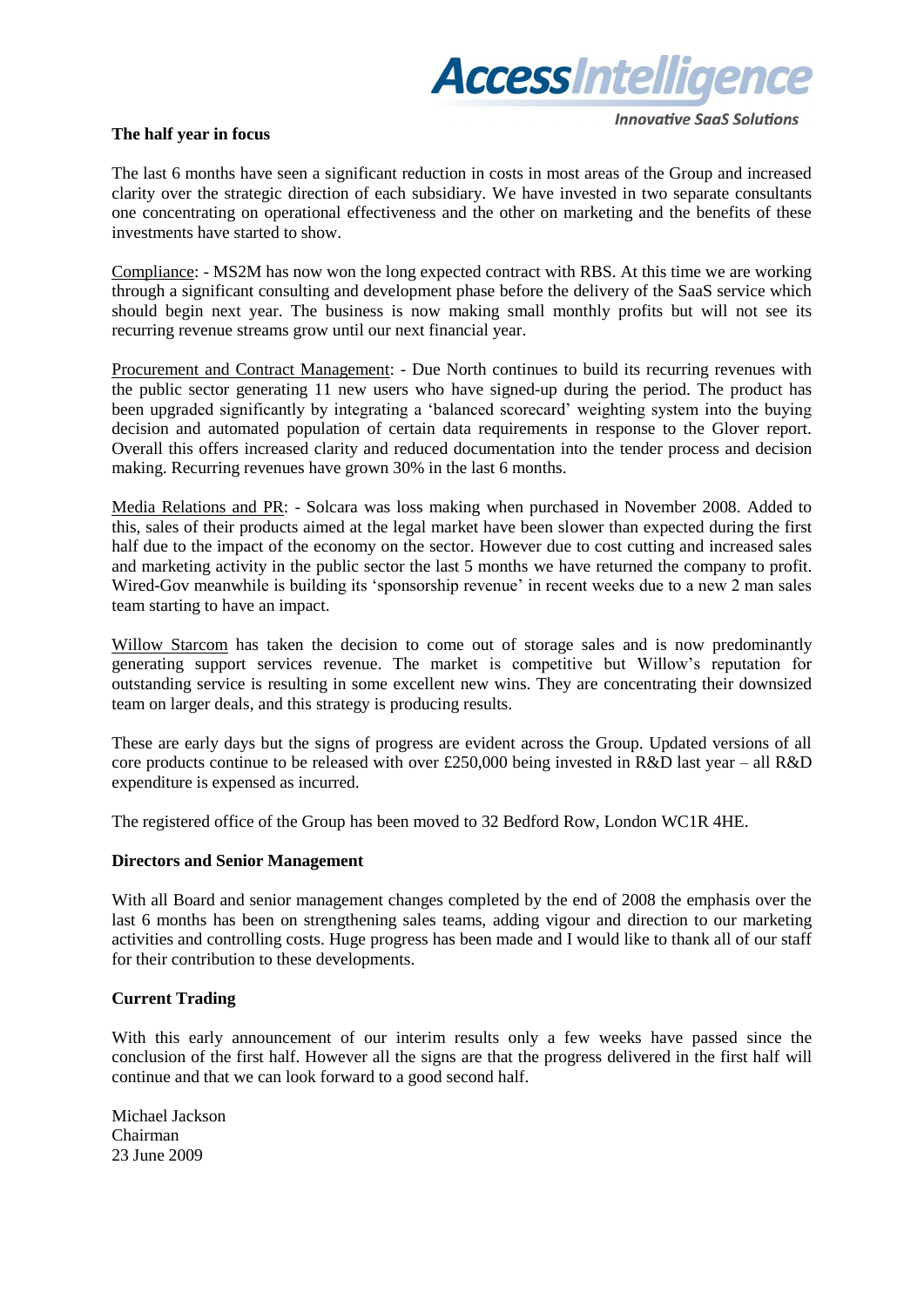**The half year in focus**

The last 6 months have seen a significant reduction in costs in most areas of the Group and increased clarity over the strategic direction of each subsidiary. We have invested in two separate consultants one concentrating on operational effectiveness and the other on marketing and the benefits of these investments have started to show.

Compliance: - MS2M has now won the long expected contract with RBS. At this time we are working through a significant consulting and development phase before the delivery of the SaaS service which should begin next year. The business is now making small monthly profits but will not see its recurring revenue streams grow until our next financial year.

Procurement and Contract Management: - Due North continues to build its recurring revenues with the public sector generating 11 new users who have signed-up during the period. The product has been upgraded significantly by integrating a 'balanced scorecard' weighting system into the buying decision and automated population of certain data requirements in response to the Glover report. Overall this offers increased clarity and reduced documentation into the tender process and decision making. Recurring revenues have grown 30% in the last 6 months.

Media Relations and PR: - Solcara was loss making when purchased in November 2008. Added to this, sales of their products aimed at the legal market have been slower than expected during the first half due to the impact of the economy on the sector. However due to cost cutting and increased sales and marketing activity in the public sector the last 5 months we have returned the company to profit. Wired-Gov meanwhile is building its 'sponsorship revenue' in recent weeks due to a new 2 man sales team starting to have an impact.

Willow Starcom has taken the decision to come out of storage sales and is now predominantly generating support services revenue. The market is competitive but Willow's reputation for outstanding service is resulting in some excellent new wins. They are concentrating their downsized team on larger deals, and this strategy is producing results.

These are early days but the signs of progress are evident across the Group. Updated versions of all core products continue to be released with over £250,000 being invested in R&D last year – all R&D expenditure is expensed as incurred.

The registered office of the Group has been moved to 32 Bedford Row, London WC1R 4HE.

**Directors and Senior Management**

With all Board and senior management changes completed by the end of 2008 the emphasis over the last 6 months has been on strengthening sales teams, adding vigour and direction to our marketing activities and controlling costs. Huge progress has been made and I would like to thank all of our staff for their contribution to these developments.

**Current Trading**

With this early announcement of our interim results only a few weeks have passed since the conclusion of the first half. However all the signs are that the progress delivered in the first half will continue and that we can look forward to a good second half.

Michael Jackson
Chairman
23 June 2009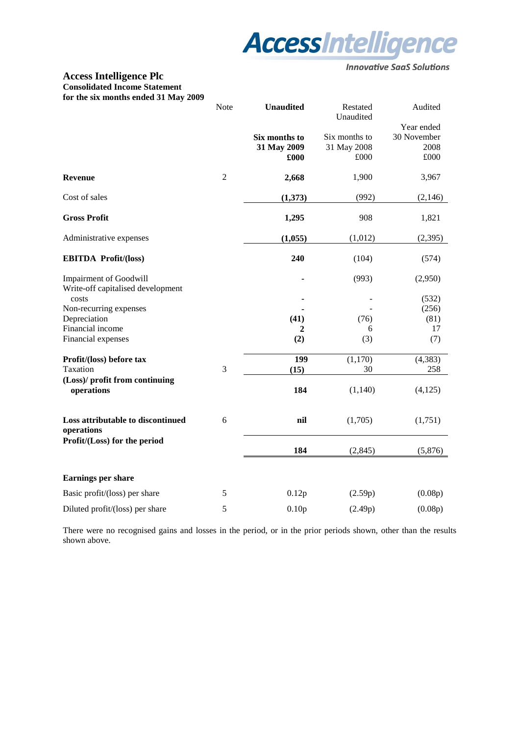**Access Intelligence** *Innovative SaaS Solutions*

# Access Intelligence Plc

**Consolidated Income Statement**
**for the six months ended 31 May 2009**

| | Note | **Unaudited** | Restated Unaudited | Audited |
|---|---|---|---|---|
| | | **Six months to 31 May 2009 £000** | Six months to 31 May 2008 £000 | Year ended 30 November 2008 £000 |
| **Revenue** | 2 | **2,668** | 1,900 | 3,967 |
| Cost of sales | | **(1,373)** | (992) | (2,146) |
| **Gross Profit** | | **1,295** | 908 | 1,821 |
| Administrative expenses | | **(1,055)** | (1,012) | (2,395) |
| **EBITDA Profit/(loss)** | | **240** | (104) | (574) |
| Impairment of Goodwill | | **-** | (993) | (2,950) |
| Write-off capitalised development costs | | **-** | - | (532) |
| Non-recurring expenses | | **-** | - | (256) |
| Depreciation | | **(41)** | (76) | (81) |
| Financial income | | **2** | 6 | 17 |
| Financial expenses | | **(2)** | (3) | (7) |
| **Profit/(loss) before tax** | | **199** | (1,170) | (4,383) |
| Taxation | 3 | **(15)** | 30 | 258 |
| **(Loss)/ profit from continuing operations** | | **184** | (1,140) | (4,125) |
| **Loss attributable to discontinued operations** | 6 | **nil** | (1,705) | (1,751) |
| **Profit/(Loss) for the period** | | **184** | (2,845) | (5,876) |
| **Earnings per share** | | | | |
| Basic profit/(loss) per share | 5 | 0.12p | (2.59p) | (0.08p) |
| Diluted profit/(loss) per share | 5 | 0.10p | (2.49p) | (0.08p) |

There were no recognised gains and losses in the period, or in the prior periods shown, other than the results shown above.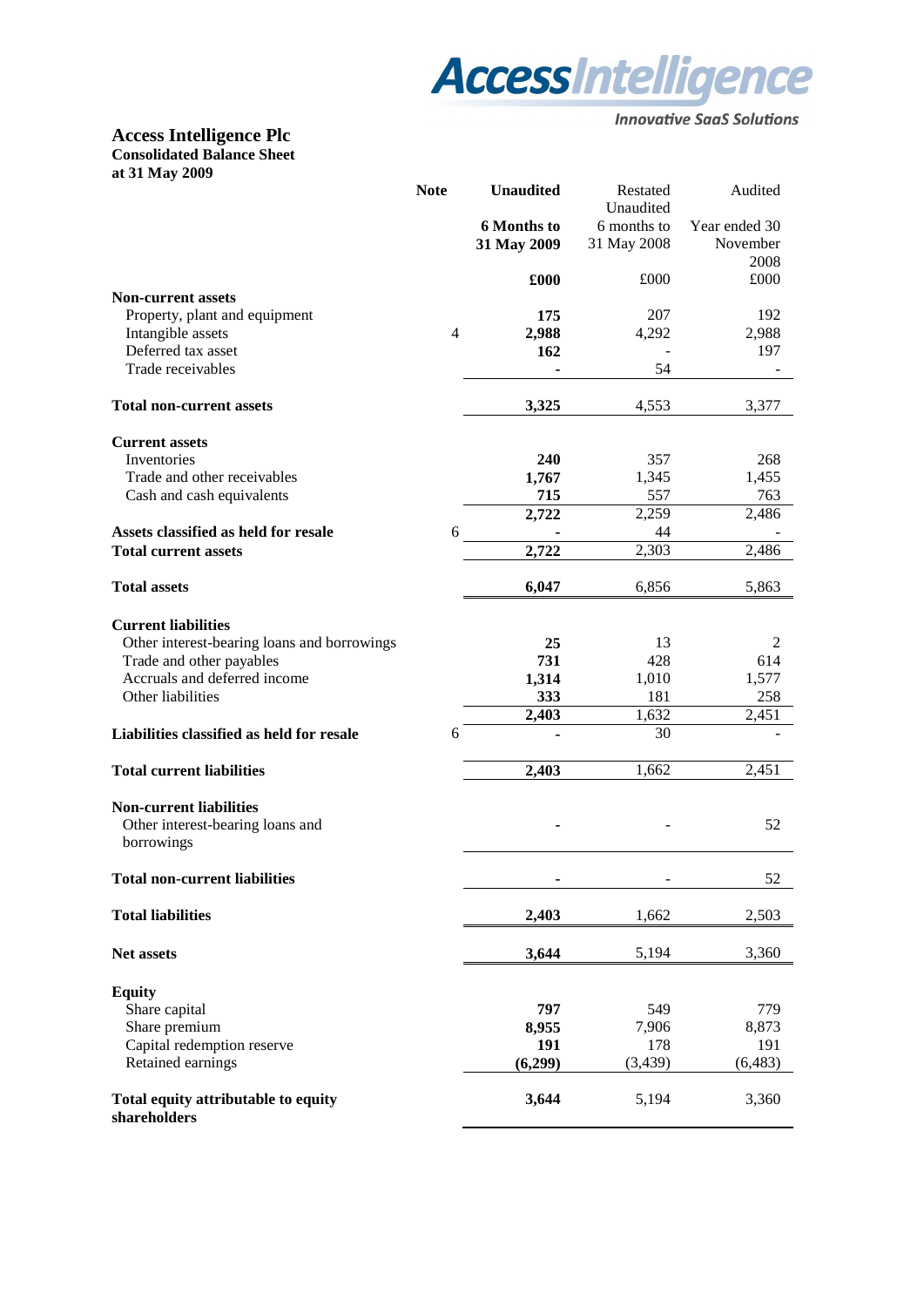# Access Intelligence Plc

**Consolidated Balance Sheet**
**at 31 May 2009**

| | Note | Unaudited | Restated Unaudited | Audited |
|---|---|---|---|---|
| | | **6 Months to 31 May 2009** | 6 months to 31 May 2008 | Year ended 30 November 2008 |
| | | **£000** | £000 | £000 |
| **Non-current assets** | | | | |
| Property, plant and equipment | | **175** | 207 | 192 |
| Intangible assets | 4 | **2,988** | 4,292 | 2,988 |
| Deferred tax asset | | **162** | - | 197 |
| Trade receivables | | **-** | 54 | - |
| **Total non-current assets** | | **3,325** | 4,553 | 3,377 |
| **Current assets** | | | | |
| Inventories | | **240** | 357 | 268 |
| Trade and other receivables | | **1,767** | 1,345 | 1,455 |
| Cash and cash equivalents | | **715** | 557 | 763 |
| | | **2,722** | 2,259 | 2,486 |
| **Assets classified as held for resale** | 6 | **-** | 44 | - |
| **Total current assets** | | **2,722** | 2,303 | 2,486 |
| **Total assets** | | **6,047** | 6,856 | 5,863 |
| **Current liabilities** | | | | |
| Other interest-bearing loans and borrowings | | **25** | 13 | 2 |
| Trade and other payables | | **731** | 428 | 614 |
| Accruals and deferred income | | **1,314** | 1,010 | 1,577 |
| Other liabilities | | **333** | 181 | 258 |
| | | **2,403** | 1,632 | 2,451 |
| **Liabilities classified as held for resale** | 6 | **-** | 30 | - |
| **Total current liabilities** | | **2,403** | 1,662 | 2,451 |
| **Non-current liabilities** | | | | |
| Other interest-bearing loans and borrowings | | **-** | - | 52 |
| **Total non-current liabilities** | | **-** | - | 52 |
| **Total liabilities** | | **2,403** | 1,662 | 2,503 |
| **Net assets** | | **3,644** | 5,194 | 3,360 |
| **Equity** | | | | |
| Share capital | | **797** | 549 | 779 |
| Share premium | | **8,955** | 7,906 | 8,873 |
| Capital redemption reserve | | **191** | 178 | 191 |
| Retained earnings | | **(6,299)** | (3,439) | (6,483) |
| **Total equity attributable to equity shareholders** | | **3,644** | 5,194 | 3,360 |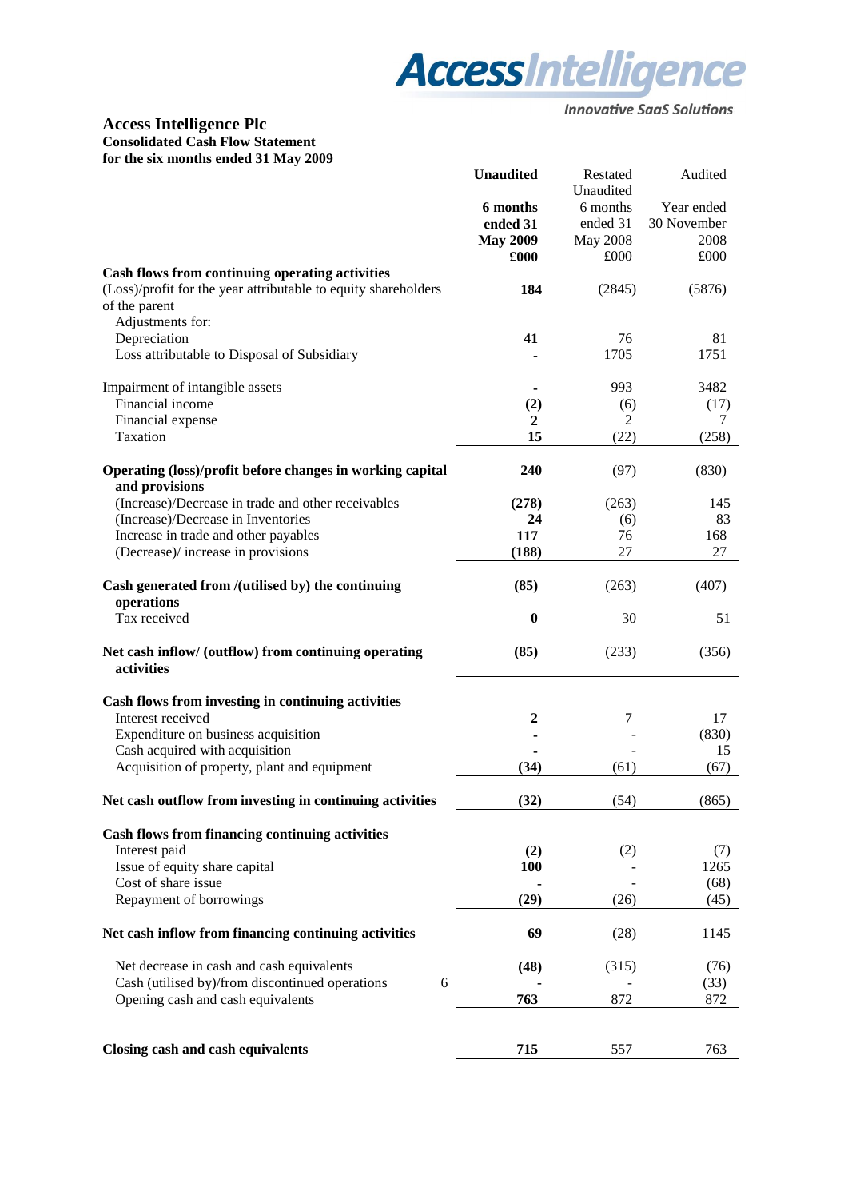**Access Intelligence**

*Innovative SaaS Solutions*

# Access Intelligence Plc

**Consolidated Cash Flow Statement**
**for the six months ended 31 May 2009**

| | | **Unaudited** | Restated Unaudited | Audited |
|---|---|---|---|---|
| | | **6 months ended 31 May 2009** | 6 months ended 31 May 2008 | Year ended 30 November 2008 |
| | | **£000** | £000 | £000 |
| **Cash flows from continuing operating activities** | | | | |
| (Loss)/profit for the year attributable to equity shareholders of the parent | | **184** | (2845) | (5876) |
| Adjustments for: | | | | |
| Depreciation | | **41** | 76 | 81 |
| Loss attributable to Disposal of Subsidiary | | **-** | 1705 | 1751 |
| Impairment of intangible assets | | **-** | 993 | 3482 |
| Financial income | | **(2)** | (6) | (17) |
| Financial expense | | **2** | 2 | 7 |
| Taxation | | **15** | (22) | (258) |
| **Operating (loss)/profit before changes in working capital and provisions** | | **240** | (97) | (830) |
| (Increase)/Decrease in trade and other receivables | | **(278)** | (263) | 145 |
| (Increase)/Decrease in Inventories | | **24** | (6) | 83 |
| Increase in trade and other payables | | **117** | 76 | 168 |
| (Decrease)/ increase in provisions | | **(188)** | 27 | 27 |
| **Cash generated from /(utilised by) the continuing operations** | | **(85)** | (263) | (407) |
| Tax received | | **0** | 30 | 51 |
| **Net cash inflow/ (outflow) from continuing operating activities** | | **(85)** | (233) | (356) |
| **Cash flows from investing in continuing activities** | | | | |
| Interest received | | **2** | 7 | 17 |
| Expenditure on business acquisition | | **-** | - | (830) |
| Cash acquired with acquisition | | **-** | - | 15 |
| Acquisition of property, plant and equipment | | **(34)** | (61) | (67) |
| **Net cash outflow from investing in continuing activities** | | **(32)** | (54) | (865) |
| **Cash flows from financing continuing activities** | | | | |
| Interest paid | | **(2)** | (2) | (7) |
| Issue of equity share capital | | **100** | - | 1265 |
| Cost of share issue | | **-** | - | (68) |
| Repayment of borrowings | | **(29)** | (26) | (45) |
| **Net cash inflow from financing continuing activities** | | **69** | (28) | 1145 |
| Net decrease in cash and cash equivalents | | **(48)** | (315) | (76) |
| Cash (utilised by)/from discontinued operations | 6 | **-** | - | (33) |
| Opening cash and cash equivalents | | **763** | 872 | 872 |
| **Closing cash and cash equivalents** | | **715** | 557 | 763 |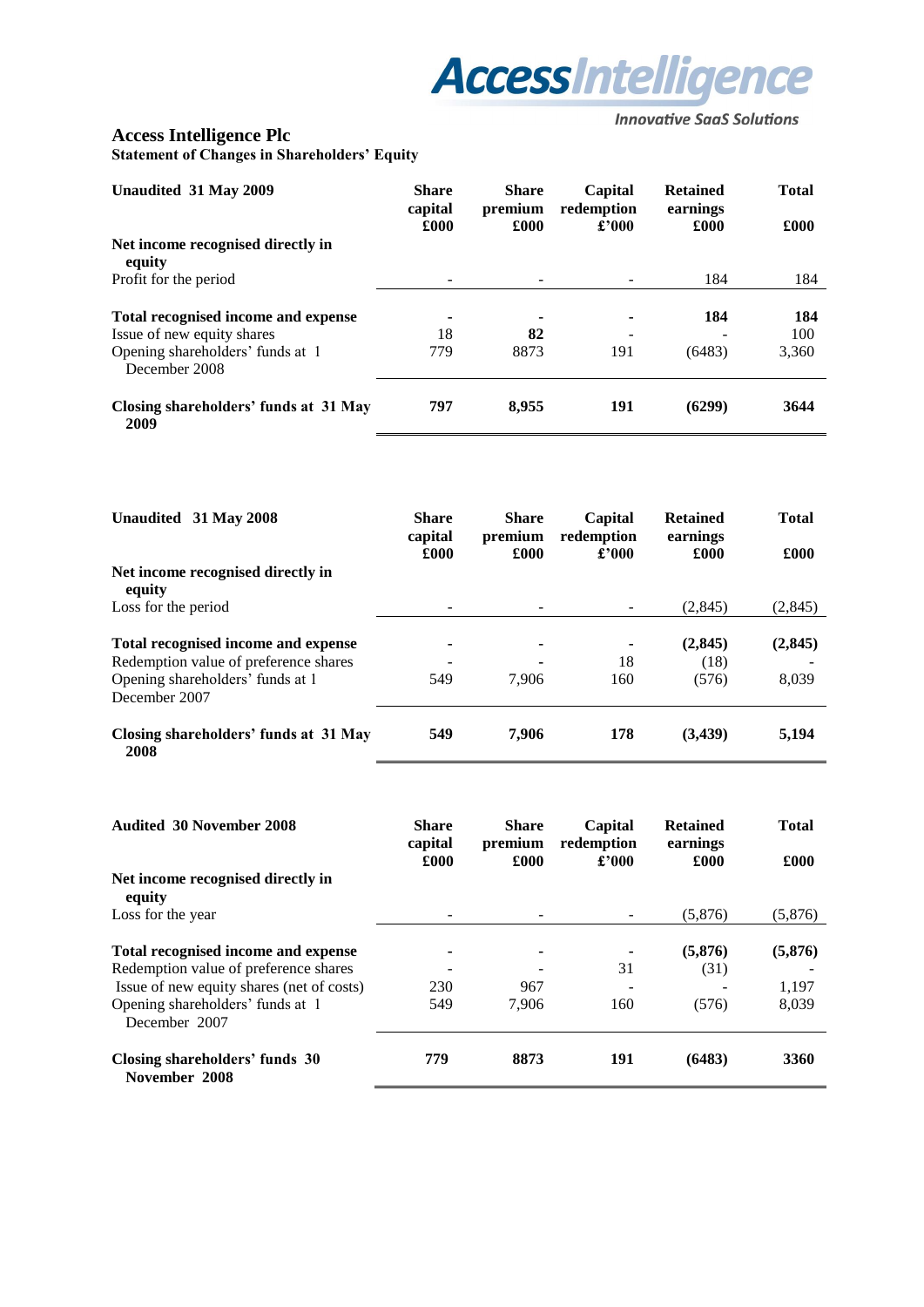**Access Intelligence Plc**
**Statement of Changes in Shareholders' Equity**

| **Unaudited 31 May 2009** | **Share capital £000** | **Share premium £000** | **Capital redemption £'000** | **Retained earnings £000** | **Total £000** |
|---|---|---|---|---|---|
| **Net income recognised directly in equity** | | | | | |
| Profit for the period | - | - | - | 184 | 184 |
| **Total recognised income and expense** | **-** | **-** | **-** | **184** | **184** |
| Issue of new equity shares | 18 | **82** | - | - | 100 |
| Opening shareholders' funds at 1 December 2008 | 779 | 8873 | 191 | (6483) | 3,360 |
| **Closing shareholders' funds at 31 May 2009** | **797** | **8,955** | **191** | **(6299)** | **3644** |

| **Unaudited 31 May 2008** | **Share capital £000** | **Share premium £000** | **Capital redemption £'000** | **Retained earnings £000** | **Total £000** |
|---|---|---|---|---|---|
| **Net income recognised directly in equity** | | | | | |
| Loss for the period | - | - | - | (2,845) | (2,845) |
| **Total recognised income and expense** | **-** | **-** | **-** | **(2,845)** | **(2,845)** |
| Redemption value of preference shares | - | - | 18 | (18) | - |
| Opening shareholders' funds at 1 December 2007 | 549 | 7,906 | 160 | (576) | 8,039 |
| **Closing shareholders' funds at 31 May 2008** | **549** | **7,906** | **178** | **(3,439)** | **5,194** |

| **Audited 30 November 2008** | **Share capital £000** | **Share premium £000** | **Capital redemption £'000** | **Retained earnings £000** | **Total £000** |
|---|---|---|---|---|---|
| **Net income recognised directly in equity** | | | | | |
| Loss for the year | - | - | - | (5,876) | (5,876) |
| **Total recognised income and expense** | **-** | **-** | **-** | **(5,876)** | **(5,876)** |
| Redemption value of preference shares | - | - | 31 | (31) | - |
| Issue of new equity shares (net of costs) | 230 | 967 | - | - | 1,197 |
| Opening shareholders' funds at 1 December 2007 | 549 | 7,906 | 160 | (576) | 8,039 |
| **Closing shareholders' funds 30 November 2008** | **779** | **8873** | **191** | **(6483)** | **3360** |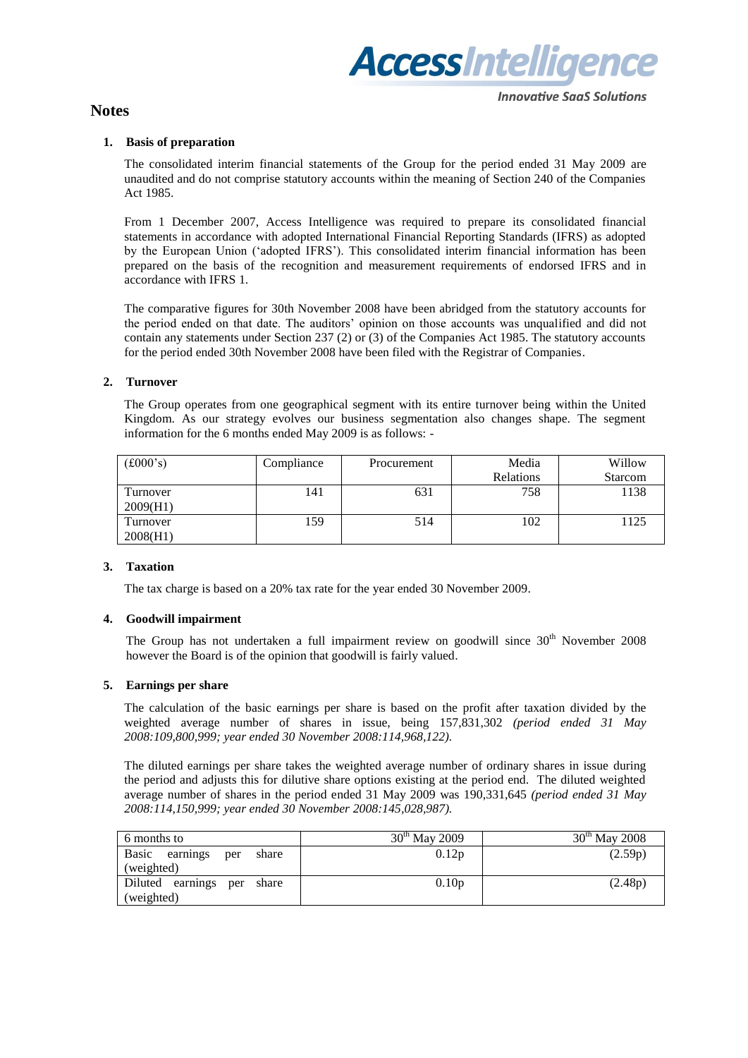# Notes

## 1. Basis of preparation

The consolidated interim financial statements of the Group for the period ended 31 May 2009 are unaudited and do not comprise statutory accounts within the meaning of Section 240 of the Companies Act 1985.

From 1 December 2007, Access Intelligence was required to prepare its consolidated financial statements in accordance with adopted International Financial Reporting Standards (IFRS) as adopted by the European Union ('adopted IFRS'). This consolidated interim financial information has been prepared on the basis of the recognition and measurement requirements of endorsed IFRS and in accordance with IFRS 1.

The comparative figures for 30th November 2008 have been abridged from the statutory accounts for the period ended on that date. The auditors' opinion on those accounts was unqualified and did not contain any statements under Section 237 (2) or (3) of the Companies Act 1985. The statutory accounts for the period ended 30th November 2008 have been filed with the Registrar of Companies.

## 2. Turnover

The Group operates from one geographical segment with its entire turnover being within the United Kingdom. As our strategy evolves our business segmentation also changes shape. The segment information for the 6 months ended May 2009 is as follows: -

| (£000's) | Compliance | Procurement | Media Relations | Willow Starcom |
|---|---|---|---|---|
| Turnover 2009(H1) | 141 | 631 | 758 | 1138 |
| Turnover 2008(H1) | 159 | 514 | 102 | 1125 |

## 3. Taxation

The tax charge is based on a 20% tax rate for the year ended 30 November 2009.

## 4. Goodwill impairment

The Group has not undertaken a full impairment review on goodwill since 30th November 2008 however the Board is of the opinion that goodwill is fairly valued.

## 5. Earnings per share

The calculation of the basic earnings per share is based on the profit after taxation divided by the weighted average number of shares in issue, being 157,831,302 *(period ended 31 May 2008:109,800,999; year ended 30 November 2008:114,968,122).*

The diluted earnings per share takes the weighted average number of ordinary shares in issue during the period and adjusts this for dilutive share options existing at the period end. The diluted weighted average number of shares in the period ended 31 May 2009 was 190,331,645 *(period ended 31 May 2008:114,150,999; year ended 30 November 2008:145,028,987).*

| 6 months to | 30th May 2009 | 30th May 2008 |
|---|---|---|
| Basic earnings per share (weighted) | 0.12p | (2.59p) |
| Diluted earnings per share (weighted) | 0.10p | (2.48p) |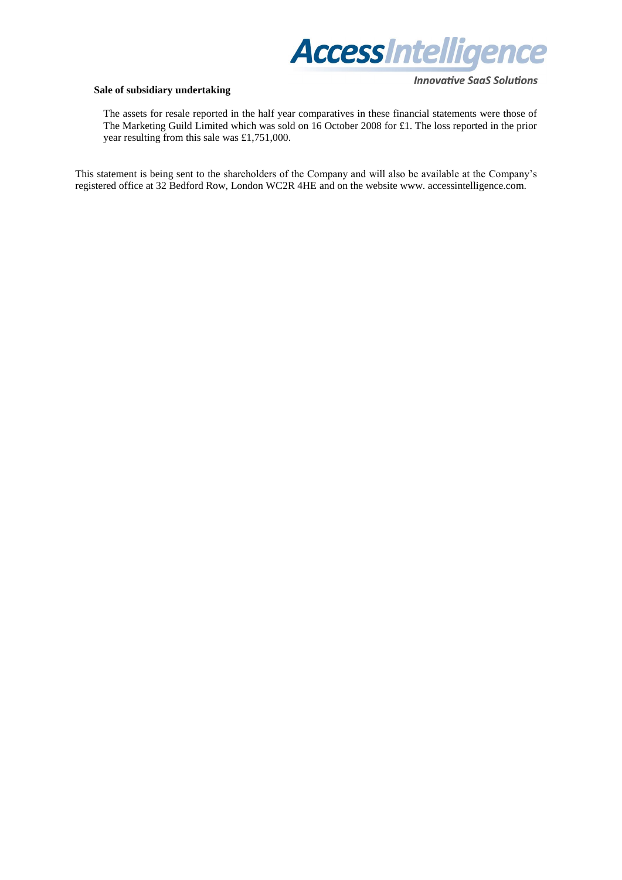**Sale of subsidiary undertaking**

The assets for resale reported in the half year comparatives in these financial statements were those of The Marketing Guild Limited which was sold on 16 October 2008 for £1. The loss reported in the prior year resulting from this sale was £1,751,000.

This statement is being sent to the shareholders of the Company and will also be available at the Company's registered office at 32 Bedford Row, London WC2R 4HE and on the website www. accessintelligence.com.